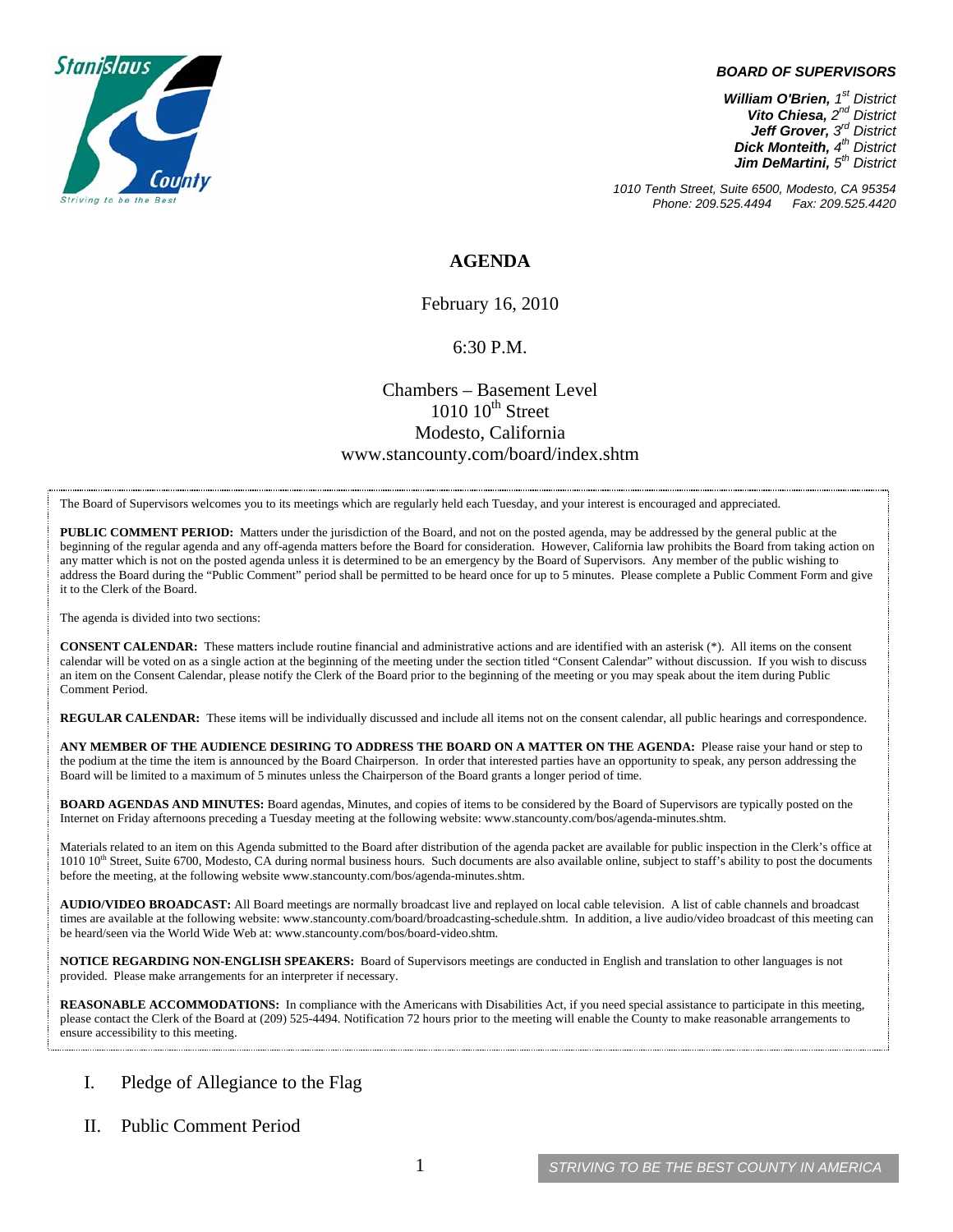Stanislaus County
Striving to be the Best

***BOARD OF SUPERVISORS***

***William O'Brien,** 1st District*
***Vito Chiesa,** 2nd District*
***Jeff Grover,** 3rd District*
***Dick Monteith,** 4th District*
***Jim DeMartini,** 5th District*

*1010 Tenth Street, Suite 6500, Modesto, CA 95354*
*Phone: 209.525.4494 Fax: 209.525.4420*

# AGENDA

February 16, 2010

6:30 P.M.

Chambers – Basement Level
1010 10th Street
Modesto, California
www.stancounty.com/board/index.shtm

The Board of Supervisors welcomes you to its meetings which are regularly held each Tuesday, and your interest is encouraged and appreciated.

**PUBLIC COMMENT PERIOD:** Matters under the jurisdiction of the Board, and not on the posted agenda, may be addressed by the general public at the beginning of the regular agenda and any off-agenda matters before the Board for consideration. However, California law prohibits the Board from taking action on any matter which is not on the posted agenda unless it is determined to be an emergency by the Board of Supervisors. Any member of the public wishing to address the Board during the "Public Comment" period shall be permitted to be heard once for up to 5 minutes. Please complete a Public Comment Form and give it to the Clerk of the Board.

The agenda is divided into two sections:

**CONSENT CALENDAR:** These matters include routine financial and administrative actions and are identified with an asterisk (*). All items on the consent calendar will be voted on as a single action at the beginning of the meeting under the section titled "Consent Calendar" without discussion. If you wish to discuss an item on the Consent Calendar, please notify the Clerk of the Board prior to the beginning of the meeting or you may speak about the item during Public Comment Period.

**REGULAR CALENDAR:** These items will be individually discussed and include all items not on the consent calendar, all public hearings and correspondence.

**ANY MEMBER OF THE AUDIENCE DESIRING TO ADDRESS THE BOARD ON A MATTER ON THE AGENDA:** Please raise your hand or step to the podium at the time the item is announced by the Board Chairperson. In order that interested parties have an opportunity to speak, any person addressing the Board will be limited to a maximum of 5 minutes unless the Chairperson of the Board grants a longer period of time.

**BOARD AGENDAS AND MINUTES:** Board agendas, Minutes, and copies of items to be considered by the Board of Supervisors are typically posted on the Internet on Friday afternoons preceding a Tuesday meeting at the following website: www.stancounty.com/bos/agenda-minutes.shtm.

Materials related to an item on this Agenda submitted to the Board after distribution of the agenda packet are available for public inspection in the Clerk's office at 1010 10th Street, Suite 6700, Modesto, CA during normal business hours. Such documents are also available online, subject to staff's ability to post the documents before the meeting, at the following website www.stancounty.com/bos/agenda-minutes.shtm.

**AUDIO/VIDEO BROADCAST:** All Board meetings are normally broadcast live and replayed on local cable television. A list of cable channels and broadcast times are available at the following website: www.stancounty.com/board/broadcasting-schedule.shtm. In addition, a live audio/video broadcast of this meeting can be heard/seen via the World Wide Web at: www.stancounty.com/bos/board-video.shtm.

**NOTICE REGARDING NON-ENGLISH SPEAKERS:** Board of Supervisors meetings are conducted in English and translation to other languages is not provided. Please make arrangements for an interpreter if necessary.

**REASONABLE ACCOMMODATIONS:** In compliance with the Americans with Disabilities Act, if you need special assistance to participate in this meeting, please contact the Clerk of the Board at (209) 525-4494. Notification 72 hours prior to the meeting will enable the County to make reasonable arrangements to ensure accessibility to this meeting.

I. Pledge of Allegiance to the Flag

II. Public Comment Period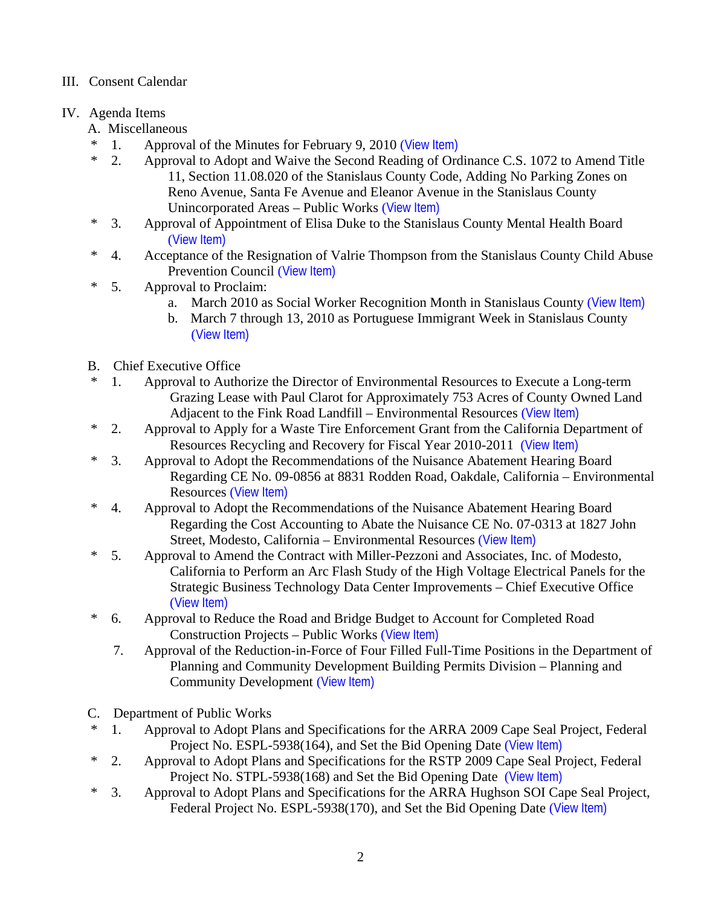III. Consent Calendar

IV. Agenda Items

A. Miscellaneous

- \* 1. Approval of the Minutes for February 9, 2010 (View Item)
- \* 2. Approval to Adopt and Waive the Second Reading of Ordinance C.S. 1072 to Amend Title 11, Section 11.08.020 of the Stanislaus County Code, Adding No Parking Zones on Reno Avenue, Santa Fe Avenue and Eleanor Avenue in the Stanislaus County Unincorporated Areas – Public Works (View Item)
- \* 3. Approval of Appointment of Elisa Duke to the Stanislaus County Mental Health Board (View Item)
- \* 4. Acceptance of the Resignation of Valrie Thompson from the Stanislaus County Child Abuse Prevention Council (View Item)
- \* 5. Approval to Proclaim:
  - a. March 2010 as Social Worker Recognition Month in Stanislaus County (View Item)
  - b. March 7 through 13, 2010 as Portuguese Immigrant Week in Stanislaus County (View Item)

B. Chief Executive Office

- \* 1. Approval to Authorize the Director of Environmental Resources to Execute a Long-term Grazing Lease with Paul Clarot for Approximately 753 Acres of County Owned Land Adjacent to the Fink Road Landfill – Environmental Resources (View Item)
- \* 2. Approval to Apply for a Waste Tire Enforcement Grant from the California Department of Resources Recycling and Recovery for Fiscal Year 2010-2011 (View Item)
- \* 3. Approval to Adopt the Recommendations of the Nuisance Abatement Hearing Board Regarding CE No. 09-0856 at 8831 Rodden Road, Oakdale, California – Environmental Resources (View Item)
- \* 4. Approval to Adopt the Recommendations of the Nuisance Abatement Hearing Board Regarding the Cost Accounting to Abate the Nuisance CE No. 07-0313 at 1827 John Street, Modesto, California – Environmental Resources (View Item)
- \* 5. Approval to Amend the Contract with Miller-Pezzoni and Associates, Inc. of Modesto, California to Perform an Arc Flash Study of the High Voltage Electrical Panels for the Strategic Business Technology Data Center Improvements – Chief Executive Office (View Item)
- \* 6. Approval to Reduce the Road and Bridge Budget to Account for Completed Road Construction Projects – Public Works (View Item)
- 7. Approval of the Reduction-in-Force of Four Filled Full-Time Positions in the Department of Planning and Community Development Building Permits Division – Planning and Community Development (View Item)

C. Department of Public Works

- \* 1. Approval to Adopt Plans and Specifications for the ARRA 2009 Cape Seal Project, Federal Project No. ESPL-5938(164), and Set the Bid Opening Date (View Item)
- \* 2. Approval to Adopt Plans and Specifications for the RSTP 2009 Cape Seal Project, Federal Project No. STPL-5938(168) and Set the Bid Opening Date (View Item)
- \* 3. Approval to Adopt Plans and Specifications for the ARRA Hughson SOI Cape Seal Project, Federal Project No. ESPL-5938(170), and Set the Bid Opening Date (View Item)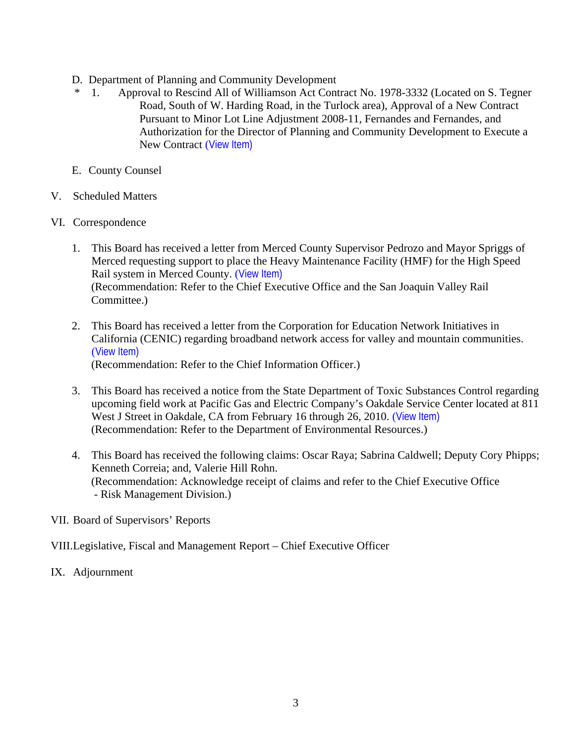D. Department of Planning and Community Development

\* 1. Approval to Rescind All of Williamson Act Contract No. 1978-3332 (Located on S. Tegner Road, South of W. Harding Road, in the Turlock area), Approval of a New Contract Pursuant to Minor Lot Line Adjustment 2008-11, Fernandes and Fernandes, and Authorization for the Director of Planning and Community Development to Execute a New Contract (View Item)

E. County Counsel

V. Scheduled Matters

VI. Correspondence

1. This Board has received a letter from Merced County Supervisor Pedrozo and Mayor Spriggs of Merced requesting support to place the Heavy Maintenance Facility (HMF) for the High Speed Rail system in Merced County. (View Item)
   (Recommendation: Refer to the Chief Executive Office and the San Joaquin Valley Rail Committee.)

2. This Board has received a letter from the Corporation for Education Network Initiatives in California (CENIC) regarding broadband network access for valley and mountain communities. (View Item)
   (Recommendation: Refer to the Chief Information Officer.)

3. This Board has received a notice from the State Department of Toxic Substances Control regarding upcoming field work at Pacific Gas and Electric Company's Oakdale Service Center located at 811 West J Street in Oakdale, CA from February 16 through 26, 2010. (View Item)
   (Recommendation: Refer to the Department of Environmental Resources.)

4. This Board has received the following claims: Oscar Raya; Sabrina Caldwell; Deputy Cory Phipps; Kenneth Correia; and, Valerie Hill Rohn.
   (Recommendation: Acknowledge receipt of claims and refer to the Chief Executive Office - Risk Management Division.)

VII. Board of Supervisors' Reports

VIII. Legislative, Fiscal and Management Report – Chief Executive Officer

IX. Adjournment